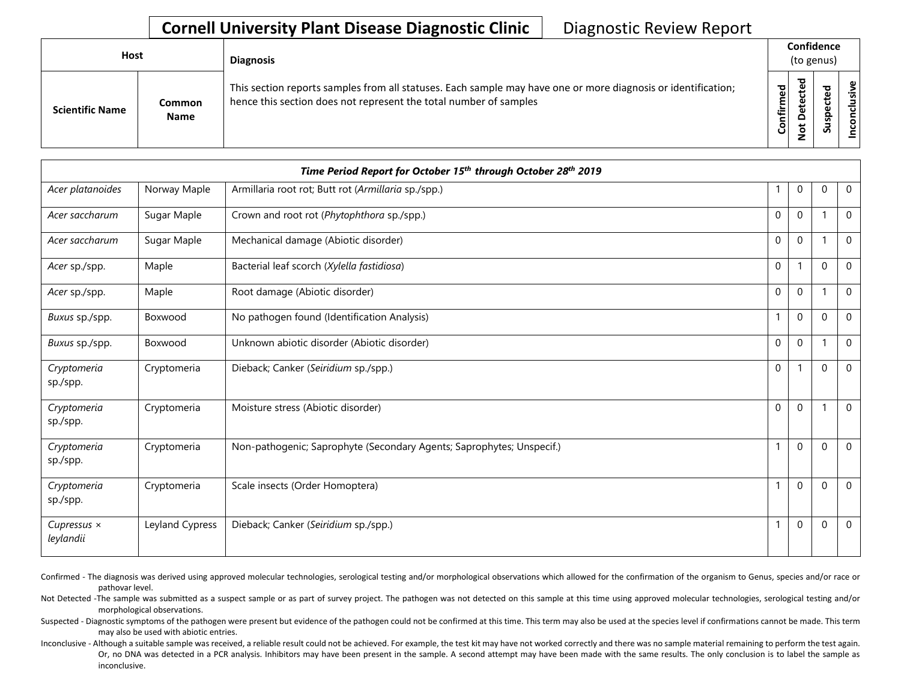# Cornell University Plant Disease Diagnostic Clinic

Diagnostic Review Report

| Host | | Diagnosis | Confidence (to genus) | | | |
|---|---|---|---|---|---|---|
| Scientific Name | Common Name | This section reports samples from all statuses. Each sample may have one or more diagnosis or identification; hence this section does not represent the total number of samples | Confirmed | Not Detected | Suspected | Inconclusive |

| Time Period Report for October 15th through October 28th 2019 | | | | | | |
|---|---|---|---|---|---|---|
| *Acer platanoides* | Norway Maple | Armillaria root rot; Butt rot (*Armillaria* sp./spp.) | 1 | 0 | 0 | 0 |
| *Acer saccharum* | Sugar Maple | Crown and root rot (*Phytophthora* sp./spp.) | 0 | 0 | 1 | 0 |
| *Acer saccharum* | Sugar Maple | Mechanical damage (Abiotic disorder) | 0 | 0 | 1 | 0 |
| *Acer* sp./spp. | Maple | Bacterial leaf scorch (*Xylella fastidiosa*) | 0 | 1 | 0 | 0 |
| *Acer* sp./spp. | Maple | Root damage (Abiotic disorder) | 0 | 0 | 1 | 0 |
| *Buxus* sp./spp. | Boxwood | No pathogen found (Identification Analysis) | 1 | 0 | 0 | 0 |
| *Buxus* sp./spp. | Boxwood | Unknown abiotic disorder (Abiotic disorder) | 0 | 0 | 1 | 0 |
| *Cryptomeria* sp./spp. | Cryptomeria | Dieback; Canker (*Seiridium* sp./spp.) | 0 | 1 | 0 | 0 |
| *Cryptomeria* sp./spp. | Cryptomeria | Moisture stress (Abiotic disorder) | 0 | 0 | 1 | 0 |
| *Cryptomeria* sp./spp. | Cryptomeria | Non-pathogenic; Saprophyte (Secondary Agents; Saprophytes; Unspecif.) | 1 | 0 | 0 | 0 |
| *Cryptomeria* sp./spp. | Cryptomeria | Scale insects (Order Homoptera) | 1 | 0 | 0 | 0 |
| *Cupressus × leylandii* | Leyland Cypress | Dieback; Canker (*Seiridium* sp./spp.) | 1 | 0 | 0 | 0 |

Confirmed - The diagnosis was derived using approved molecular technologies, serological testing and/or morphological observations which allowed for the confirmation of the organism to Genus, species and/or race or pathovar level.

Not Detected -The sample was submitted as a suspect sample or as part of survey project. The pathogen was not detected on this sample at this time using approved molecular technologies, serological testing and/or morphological observations.

Suspected - Diagnostic symptoms of the pathogen were present but evidence of the pathogen could not be confirmed at this time. This term may also be used at the species level if confirmations cannot be made. This term may also be used with abiotic entries.

Inconclusive - Although a suitable sample was received, a reliable result could not be achieved. For example, the test kit may have not worked correctly and there was no sample material remaining to perform the test again. Or, no DNA was detected in a PCR analysis. Inhibitors may have been present in the sample. A second attempt may have been made with the same results. The only conclusion is to label the sample as inconclusive.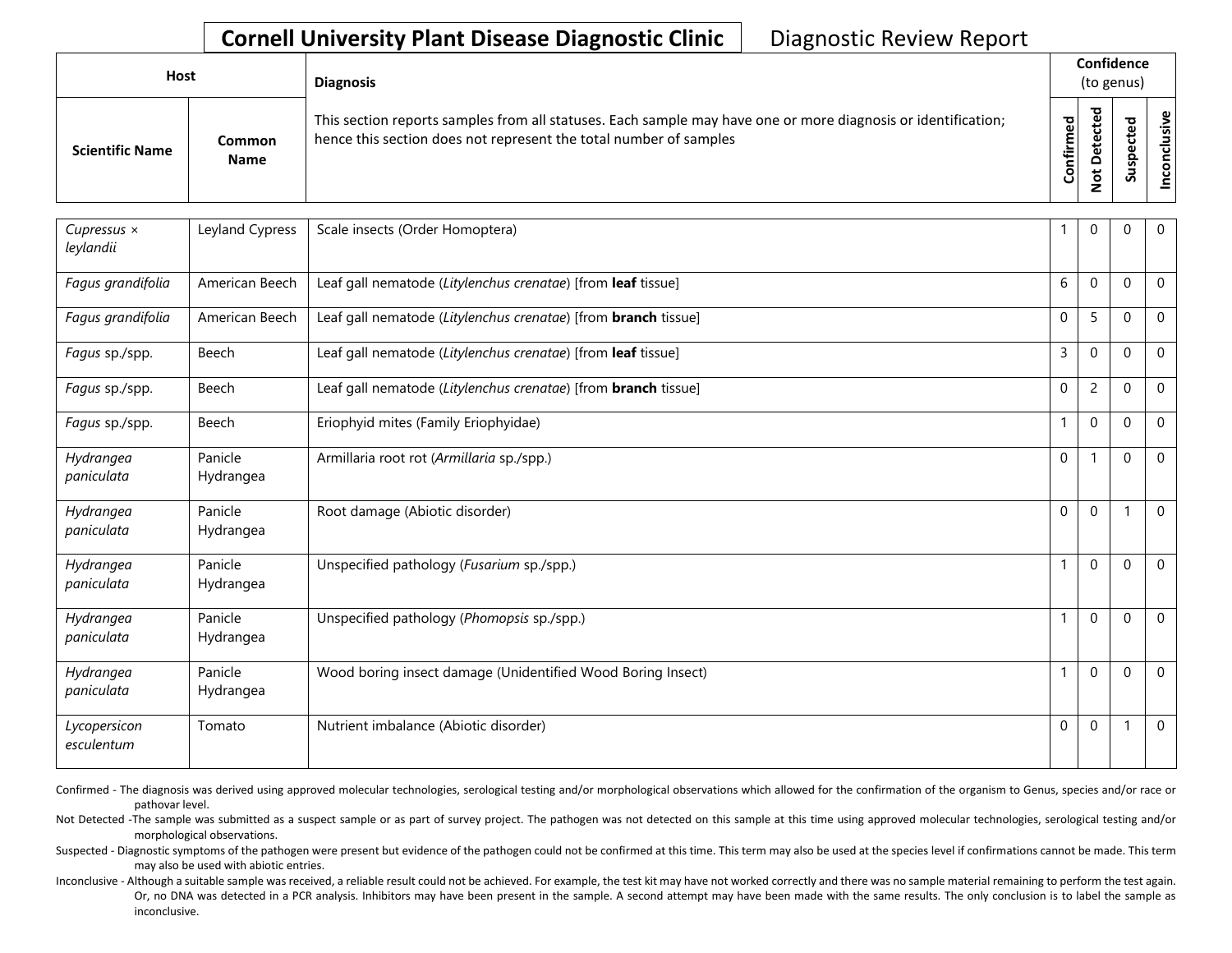**Cornell University Plant Disease Diagnostic Clinic** Diagnostic Review Report

| Host | | Diagnosis | Confidence (to genus) | | | |
|---|---|---|---|---|---|---|
| Scientific Name | Common Name | This section reports samples from all statuses. Each sample may have one or more diagnosis or identification; hence this section does not represent the total number of samples | Confirmed | Not Detected | Suspected | Inconclusive |
| *Cupressus × leylandii* | Leyland Cypress | Scale insects (Order Homoptera) | 1 | 0 | 0 | 0 |
| *Fagus grandifolia* | American Beech | Leaf gall nematode (*Litylenchus crenatae*) [from **leaf** tissue] | 6 | 0 | 0 | 0 |
| *Fagus grandifolia* | American Beech | Leaf gall nematode (*Litylenchus crenatae*) [from **branch** tissue] | 0 | 5 | 0 | 0 |
| *Fagus* sp./spp. | Beech | Leaf gall nematode (*Litylenchus crenatae*) [from **leaf** tissue] | 3 | 0 | 0 | 0 |
| *Fagus* sp./spp. | Beech | Leaf gall nematode (*Litylenchus crenatae*) [from **branch** tissue] | 0 | 2 | 0 | 0 |
| *Fagus* sp./spp. | Beech | Eriophyid mites (Family Eriophyidae) | 1 | 0 | 0 | 0 |
| *Hydrangea paniculata* | Panicle Hydrangea | Armillaria root rot (*Armillaria* sp./spp.) | 0 | 1 | 0 | 0 |
| *Hydrangea paniculata* | Panicle Hydrangea | Root damage (Abiotic disorder) | 0 | 0 | 1 | 0 |
| *Hydrangea paniculata* | Panicle Hydrangea | Unspecified pathology (*Fusarium* sp./spp.) | 1 | 0 | 0 | 0 |
| *Hydrangea paniculata* | Panicle Hydrangea | Unspecified pathology (*Phomopsis* sp./spp.) | 1 | 0 | 0 | 0 |
| *Hydrangea paniculata* | Panicle Hydrangea | Wood boring insect damage (Unidentified Wood Boring Insect) | 1 | 0 | 0 | 0 |
| *Lycopersicon esculentum* | Tomato | Nutrient imbalance (Abiotic disorder) | 0 | 0 | 1 | 0 |

Confirmed - The diagnosis was derived using approved molecular technologies, serological testing and/or morphological observations which allowed for the confirmation of the organism to Genus, species and/or race or pathovar level.

Not Detected -The sample was submitted as a suspect sample or as part of survey project. The pathogen was not detected on this sample at this time using approved molecular technologies, serological testing and/or morphological observations.

Suspected - Diagnostic symptoms of the pathogen were present but evidence of the pathogen could not be confirmed at this time. This term may also be used at the species level if confirmations cannot be made. This term may also be used with abiotic entries.

Inconclusive - Although a suitable sample was received, a reliable result could not be achieved. For example, the test kit may have not worked correctly and there was no sample material remaining to perform the test again. Or, no DNA was detected in a PCR analysis. Inhibitors may have been present in the sample. A second attempt may have been made with the same results. The only conclusion is to label the sample as inconclusive.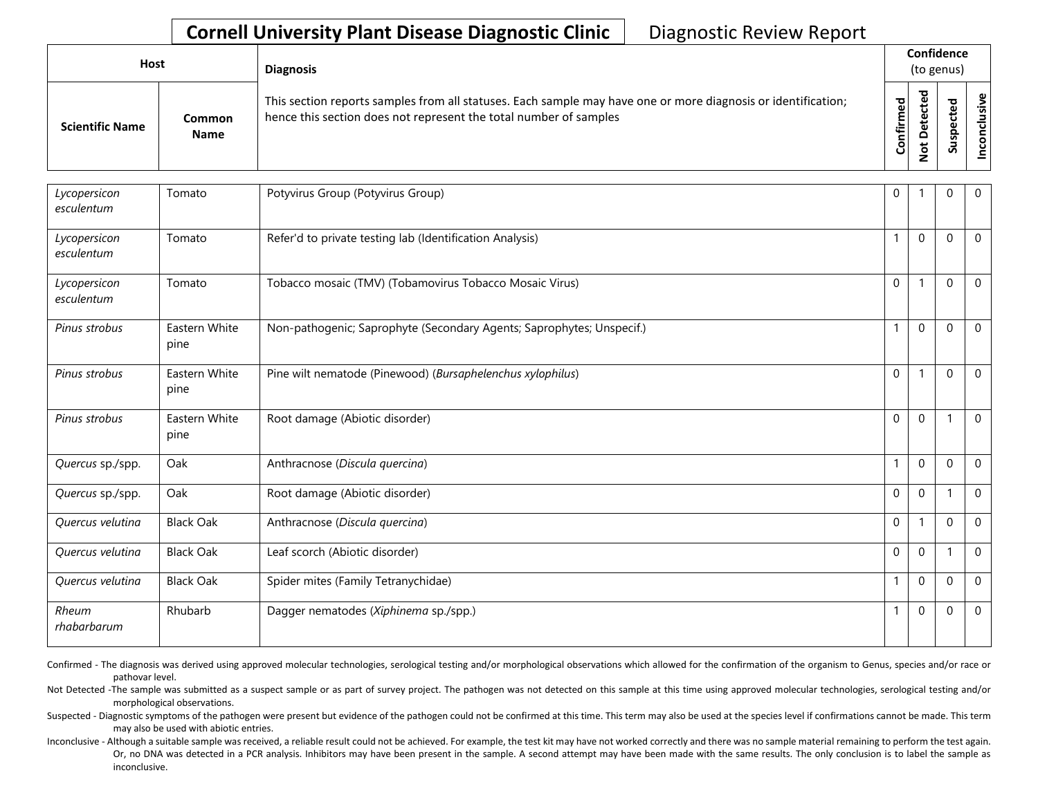# Cornell University Plant Disease Diagnostic Clinic

Diagnostic Review Report

| Host | | Diagnosis | Confidence (to genus) | | | |
|---|---|---|---|---|---|---|
| Scientific Name | Common Name | This section reports samples from all statuses. Each sample may have one or more diagnosis or identification; hence this section does not represent the total number of samples | Confirmed | Not Detected | Suspected | Inconclusive |
| *Lycopersicon esculentum* | Tomato | Potyvirus Group (Potyvirus Group) | 0 | 1 | 0 | 0 |
| *Lycopersicon esculentum* | Tomato | Refer'd to private testing lab (Identification Analysis) | 1 | 0 | 0 | 0 |
| *Lycopersicon esculentum* | Tomato | Tobacco mosaic (TMV) (Tobamovirus Tobacco Mosaic Virus) | 0 | 1 | 0 | 0 |
| *Pinus strobus* | Eastern White pine | Non-pathogenic; Saprophyte (Secondary Agents; Saprophytes; Unspecif.) | 1 | 0 | 0 | 0 |
| *Pinus strobus* | Eastern White pine | Pine wilt nematode (Pinewood) (*Bursaphelenchus xylophilus*) | 0 | 1 | 0 | 0 |
| *Pinus strobus* | Eastern White pine | Root damage (Abiotic disorder) | 0 | 0 | 1 | 0 |
| *Quercus* sp./spp. | Oak | Anthracnose (*Discula quercina*) | 1 | 0 | 0 | 0 |
| *Quercus* sp./spp. | Oak | Root damage (Abiotic disorder) | 0 | 0 | 1 | 0 |
| *Quercus velutina* | Black Oak | Anthracnose (*Discula quercina*) | 0 | 1 | 0 | 0 |
| *Quercus velutina* | Black Oak | Leaf scorch (Abiotic disorder) | 0 | 0 | 1 | 0 |
| *Quercus velutina* | Black Oak | Spider mites (Family Tetranychidae) | 1 | 0 | 0 | 0 |
| *Rheum rhabarbarum* | Rhubarb | Dagger nematodes (*Xiphinema* sp./spp.) | 1 | 0 | 0 | 0 |

Confirmed - The diagnosis was derived using approved molecular technologies, serological testing and/or morphological observations which allowed for the confirmation of the organism to Genus, species and/or race or pathovar level.

Not Detected -The sample was submitted as a suspect sample or as part of survey project. The pathogen was not detected on this sample at this time using approved molecular technologies, serological testing and/or morphological observations.

Suspected - Diagnostic symptoms of the pathogen were present but evidence of the pathogen could not be confirmed at this time. This term may also be used at the species level if confirmations cannot be made. This term may also be used with abiotic entries.

Inconclusive - Although a suitable sample was received, a reliable result could not be achieved. For example, the test kit may have not worked correctly and there was no sample material remaining to perform the test again. Or, no DNA was detected in a PCR analysis. Inhibitors may have been present in the sample. A second attempt may have been made with the same results. The only conclusion is to label the sample as inconclusive.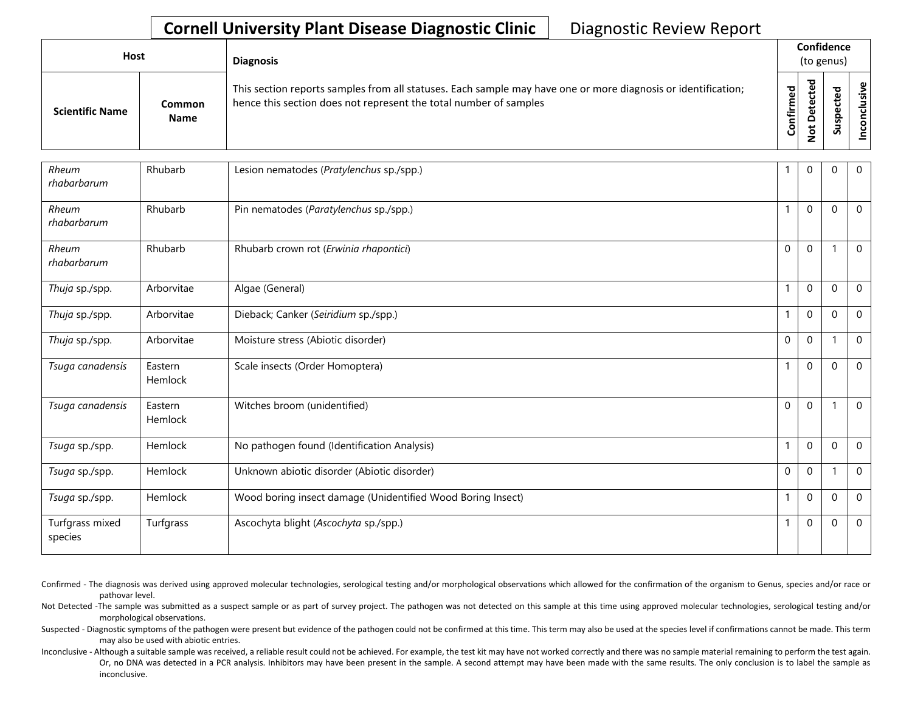**Cornell University Plant Disease Diagnostic Clinic** Diagnostic Review Report

| Host | | Diagnosis | Confidence (to genus) | | | |
|---|---|---|---|---|---|---|
| Scientific Name | Common Name | This section reports samples from all statuses. Each sample may have one or more diagnosis or identification; hence this section does not represent the total number of samples | Confirmed | Not Detected | Suspected | Inconclusive |
| *Rheum rhabarbarum* | Rhubarb | Lesion nematodes (*Pratylenchus* sp./spp.) | 1 | 0 | 0 | 0 |
| *Rheum rhabarbarum* | Rhubarb | Pin nematodes (*Paratylenchus* sp./spp.) | 1 | 0 | 0 | 0 |
| *Rheum rhabarbarum* | Rhubarb | Rhubarb crown rot (*Erwinia rhapontici*) | 0 | 0 | 1 | 0 |
| *Thuja* sp./spp. | Arborvitae | Algae (General) | 1 | 0 | 0 | 0 |
| *Thuja* sp./spp. | Arborvitae | Dieback; Canker (*Seiridium* sp./spp.) | 1 | 0 | 0 | 0 |
| *Thuja* sp./spp. | Arborvitae | Moisture stress (Abiotic disorder) | 0 | 0 | 1 | 0 |
| *Tsuga canadensis* | Eastern Hemlock | Scale insects (Order Homoptera) | 1 | 0 | 0 | 0 |
| *Tsuga canadensis* | Eastern Hemlock | Witches broom (unidentified) | 0 | 0 | 1 | 0 |
| *Tsuga* sp./spp. | Hemlock | No pathogen found (Identification Analysis) | 1 | 0 | 0 | 0 |
| *Tsuga* sp./spp. | Hemlock | Unknown abiotic disorder (Abiotic disorder) | 0 | 0 | 1 | 0 |
| *Tsuga* sp./spp. | Hemlock | Wood boring insect damage (Unidentified Wood Boring Insect) | 1 | 0 | 0 | 0 |
| Turfgrass mixed species | Turfgrass | Ascochyta blight (*Ascochyta* sp./spp.) | 1 | 0 | 0 | 0 |

Confirmed - The diagnosis was derived using approved molecular technologies, serological testing and/or morphological observations which allowed for the confirmation of the organism to Genus, species and/or race or pathovar level.

Not Detected -The sample was submitted as a suspect sample or as part of survey project. The pathogen was not detected on this sample at this time using approved molecular technologies, serological testing and/or morphological observations.

Suspected - Diagnostic symptoms of the pathogen were present but evidence of the pathogen could not be confirmed at this time. This term may also be used at the species level if confirmations cannot be made. This term may also be used with abiotic entries.

Inconclusive - Although a suitable sample was received, a reliable result could not be achieved. For example, the test kit may have not worked correctly and there was no sample material remaining to perform the test again. Or, no DNA was detected in a PCR analysis. Inhibitors may have been present in the sample. A second attempt may have been made with the same results. The only conclusion is to label the sample as inconclusive.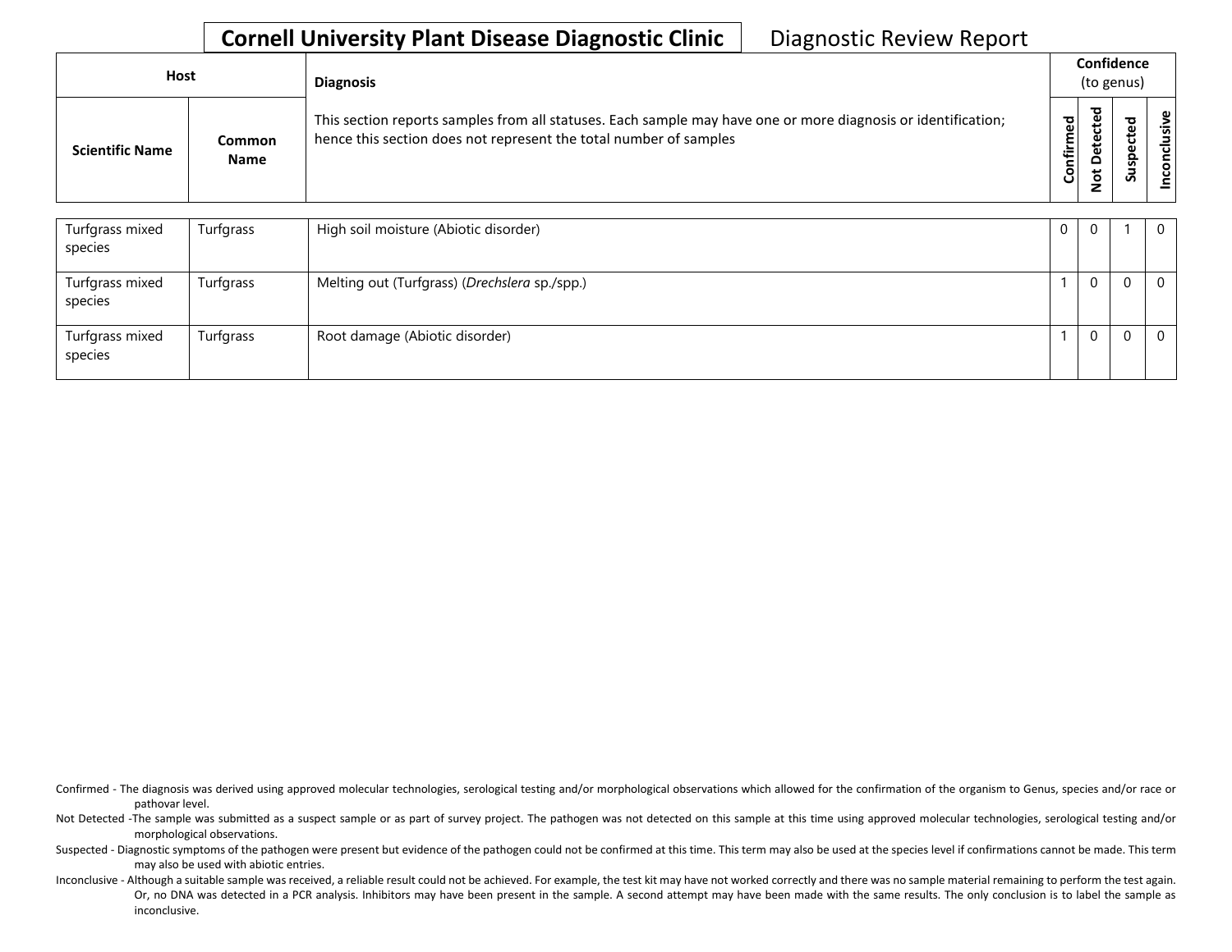**Cornell University Plant Disease Diagnostic Clinic** Diagnostic Review Report

| Host | | Diagnosis | Confidence (to genus) | | | |
|---|---|---|---|---|---|---|
| Scientific Name | Common Name | This section reports samples from all statuses. Each sample may have one or more diagnosis or identification; hence this section does not represent the total number of samples | Confirmed | Not Detected | Suspected | Inconclusive |
| Turfgrass mixed species | Turfgrass | High soil moisture (Abiotic disorder) | 0 | 0 | 1 | 0 |
| Turfgrass mixed species | Turfgrass | Melting out (Turfgrass) (*Drechslera* sp./spp.) | 1 | 0 | 0 | 0 |
| Turfgrass mixed species | Turfgrass | Root damage (Abiotic disorder) | 1 | 0 | 0 | 0 |

Confirmed - The diagnosis was derived using approved molecular technologies, serological testing and/or morphological observations which allowed for the confirmation of the organism to Genus, species and/or race or pathovar level.

Not Detected -The sample was submitted as a suspect sample or as part of survey project. The pathogen was not detected on this sample at this time using approved molecular technologies, serological testing and/or morphological observations.

Suspected - Diagnostic symptoms of the pathogen were present but evidence of the pathogen could not be confirmed at this time. This term may also be used at the species level if confirmations cannot be made. This term may also be used with abiotic entries.

Inconclusive - Although a suitable sample was received, a reliable result could not be achieved. For example, the test kit may have not worked correctly and there was no sample material remaining to perform the test again. Or, no DNA was detected in a PCR analysis. Inhibitors may have been present in the sample. A second attempt may have been made with the same results. The only conclusion is to label the sample as inconclusive.